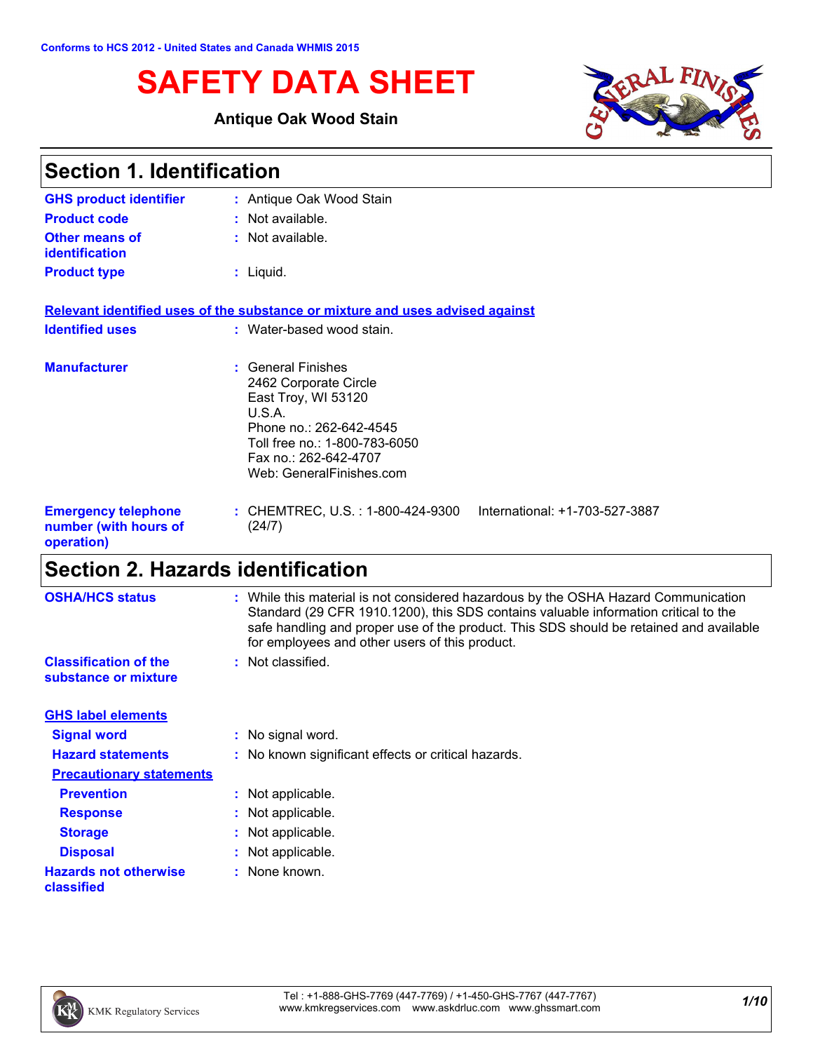Conforms to HCS 2012 - United States and Canada WHMIS 2015

# SAFETY DATA SHEET

**Antique Oak Wood Stain**

## Section 1. Identification

| | | |
|---|---|---|
| **GHS product identifier** | : | Antique Oak Wood Stain |
| **Product code** | : | Not available. |
| **Other means of identification** | : | Not available. |
| **Product type** | : | Liquid. |

**Relevant identified uses of the substance or mixture and uses advised against**

| | | |
|---|---|---|
| **Identified uses** | : | Water-based wood stain. |
| **Manufacturer** | : | General Finishes<br>2462 Corporate Circle<br>East Troy, WI 53120<br>U.S.A.<br>Phone no.: 262-642-4545<br>Toll free no.: 1-800-783-6050<br>Fax no.: 262-642-4707<br>Web: GeneralFinishes.com |
| **Emergency telephone number (with hours of operation)** | : | CHEMTREC, U.S. : 1-800-424-9300 International: +1-703-527-3887 (24/7) |

## Section 2. Hazards identification

| | | |
|---|---|---|
| **OSHA/HCS status** | : | While this material is not considered hazardous by the OSHA Hazard Communication Standard (29 CFR 1910.1200), this SDS contains valuable information critical to the safe handling and proper use of the product. This SDS should be retained and available for employees and other users of this product. |
| **Classification of the substance or mixture** | : | Not classified. |

**GHS label elements**

| | | |
|---|---|---|
| **Signal word** | : | No signal word. |
| **Hazard statements** | : | No known significant effects or critical hazards. |

**Precautionary statements**

| | | |
|---|---|---|
| **Prevention** | : | Not applicable. |
| **Response** | : | Not applicable. |
| **Storage** | : | Not applicable. |
| **Disposal** | : | Not applicable. |
| **Hazards not otherwise classified** | : | None known. |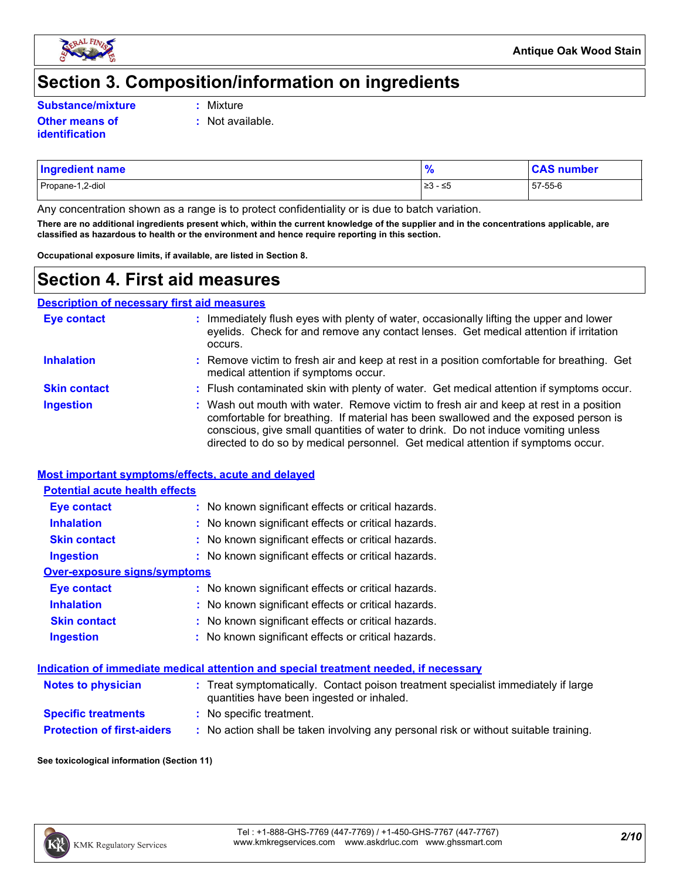# Section 3. Composition/information on ingredients

**Substance/mixture** : Mixture

**Other means of identification** : Not available.

| Ingredient name | % | CAS number |
| --- | --- | --- |
| Propane-1,2-diol | ≥3 - ≤5 | 57-55-6 |

Any concentration shown as a range is to protect confidentiality or is due to batch variation.

**There are no additional ingredients present which, within the current knowledge of the supplier and in the concentrations applicable, are classified as hazardous to health or the environment and hence require reporting in this section.**

**Occupational exposure limits, if available, are listed in Section 8.**

# Section 4. First aid measures

## Description of necessary first aid measures

**Eye contact** : Immediately flush eyes with plenty of water, occasionally lifting the upper and lower eyelids. Check for and remove any contact lenses. Get medical attention if irritation occurs.

**Inhalation** : Remove victim to fresh air and keep at rest in a position comfortable for breathing. Get medical attention if symptoms occur.

**Skin contact** : Flush contaminated skin with plenty of water. Get medical attention if symptoms occur.

**Ingestion** : Wash out mouth with water. Remove victim to fresh air and keep at rest in a position comfortable for breathing. If material has been swallowed and the exposed person is conscious, give small quantities of water to drink. Do not induce vomiting unless directed to do so by medical personnel. Get medical attention if symptoms occur.

## Most important symptoms/effects, acute and delayed

### Potential acute health effects

**Eye contact** : No known significant effects or critical hazards.

**Inhalation** : No known significant effects or critical hazards.

**Skin contact** : No known significant effects or critical hazards.

**Ingestion** : No known significant effects or critical hazards.

### Over-exposure signs/symptoms

**Eye contact** : No known significant effects or critical hazards.

**Inhalation** : No known significant effects or critical hazards.

**Skin contact** : No known significant effects or critical hazards.

**Ingestion** : No known significant effects or critical hazards.

## Indication of immediate medical attention and special treatment needed, if necessary

**Notes to physician** : Treat symptomatically. Contact poison treatment specialist immediately if large quantities have been ingested or inhaled.

**Specific treatments** : No specific treatment.

**Protection of first-aiders** : No action shall be taken involving any personal risk or without suitable training.

**See toxicological information (Section 11)**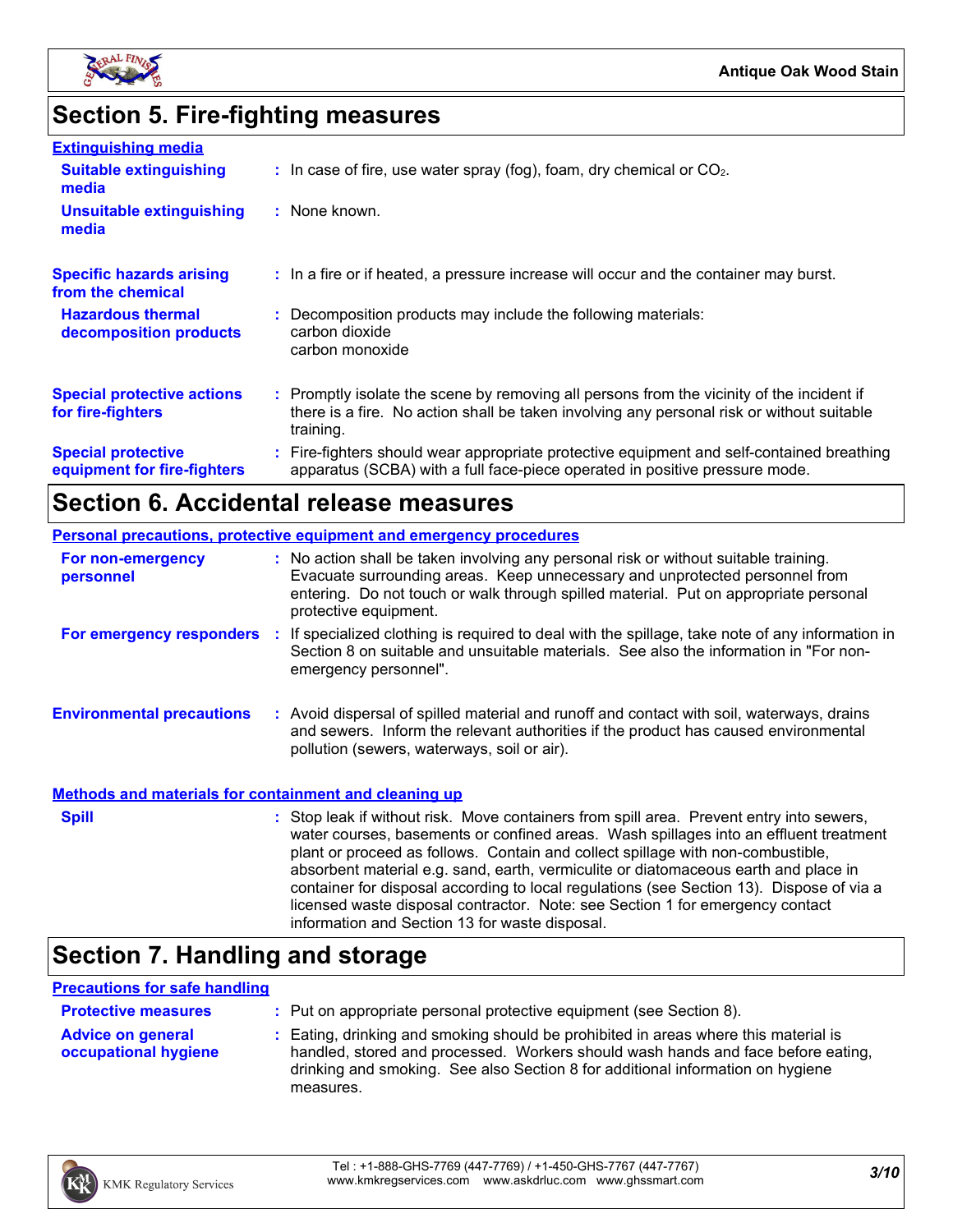# Section 5. Fire-fighting measures

### Extinguishing media

**Suitable extinguishing media** : In case of fire, use water spray (fog), foam, dry chemical or $CO_2$.

**Unsuitable extinguishing media** : None known.

**Specific hazards arising from the chemical** : In a fire or if heated, a pressure increase will occur and the container may burst.

**Hazardous thermal decomposition products** : Decomposition products may include the following materials:
carbon dioxide
carbon monoxide

**Special protective actions for fire-fighters** : Promptly isolate the scene by removing all persons from the vicinity of the incident if there is a fire. No action shall be taken involving any personal risk or without suitable training.

**Special protective equipment for fire-fighters** : Fire-fighters should wear appropriate protective equipment and self-contained breathing apparatus (SCBA) with a full face-piece operated in positive pressure mode.

# Section 6. Accidental release measures

### Personal precautions, protective equipment and emergency procedures

**For non-emergency personnel** : No action shall be taken involving any personal risk or without suitable training. Evacuate surrounding areas. Keep unnecessary and unprotected personnel from entering. Do not touch or walk through spilled material. Put on appropriate personal protective equipment.

**For emergency responders** : If specialized clothing is required to deal with the spillage, take note of any information in Section 8 on suitable and unsuitable materials. See also the information in "For non-emergency personnel".

**Environmental precautions** : Avoid dispersal of spilled material and runoff and contact with soil, waterways, drains and sewers. Inform the relevant authorities if the product has caused environmental pollution (sewers, waterways, soil or air).

### Methods and materials for containment and cleaning up

**Spill** : Stop leak if without risk. Move containers from spill area. Prevent entry into sewers, water courses, basements or confined areas. Wash spillages into an effluent treatment plant or proceed as follows. Contain and collect spillage with non-combustible, absorbent material e.g. sand, earth, vermiculite or diatomaceous earth and place in container for disposal according to local regulations (see Section 13). Dispose of via a licensed waste disposal contractor. Note: see Section 1 for emergency contact information and Section 13 for waste disposal.

# Section 7. Handling and storage

### Precautions for safe handling

**Protective measures** : Put on appropriate personal protective equipment (see Section 8).

**Advice on general occupational hygiene** : Eating, drinking and smoking should be prohibited in areas where this material is handled, stored and processed. Workers should wash hands and face before eating, drinking and smoking. See also Section 8 for additional information on hygiene measures.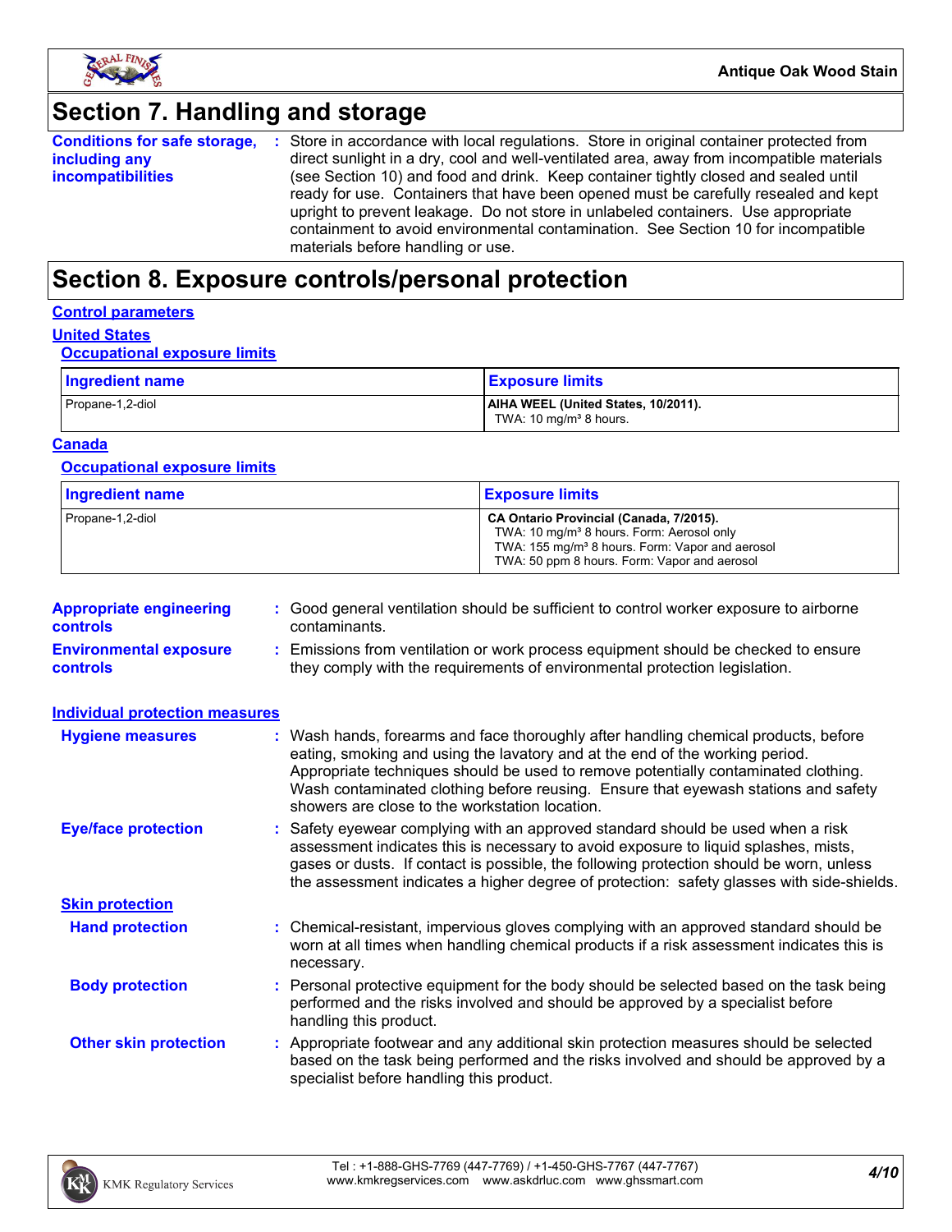# Section 7. Handling and storage

**Conditions for safe storage, including any incompatibilities** : Store in accordance with local regulations. Store in original container protected from direct sunlight in a dry, cool and well-ventilated area, away from incompatible materials (see Section 10) and food and drink. Keep container tightly closed and sealed until ready for use. Containers that have been opened must be carefully resealed and kept upright to prevent leakage. Do not store in unlabeled containers. Use appropriate containment to avoid environmental contamination. See Section 10 for incompatible materials before handling or use.

# Section 8. Exposure controls/personal protection

## Control parameters

### United States

#### Occupational exposure limits

| Ingredient name | Exposure limits |
| --- | --- |
| Propane-1,2-diol | **AIHA WEEL (United States, 10/2011).**<br>TWA: 10 mg/m³ 8 hours. |

### Canada

#### Occupational exposure limits

| Ingredient name | Exposure limits |
| --- | --- |
| Propane-1,2-diol | **CA Ontario Provincial (Canada, 7/2015).**<br>TWA: 10 mg/m³ 8 hours. Form: Aerosol only<br>TWA: 155 mg/m³ 8 hours. Form: Vapor and aerosol<br>TWA: 50 ppm 8 hours. Form: Vapor and aerosol |

**Appropriate engineering controls** : Good general ventilation should be sufficient to control worker exposure to airborne contaminants.

**Environmental exposure controls** : Emissions from ventilation or work process equipment should be checked to ensure they comply with the requirements of environmental protection legislation.

## Individual protection measures

**Hygiene measures** : Wash hands, forearms and face thoroughly after handling chemical products, before eating, smoking and using the lavatory and at the end of the working period. Appropriate techniques should be used to remove potentially contaminated clothing. Wash contaminated clothing before reusing. Ensure that eyewash stations and safety showers are close to the workstation location.

**Eye/face protection** : Safety eyewear complying with an approved standard should be used when a risk assessment indicates this is necessary to avoid exposure to liquid splashes, mists, gases or dusts. If contact is possible, the following protection should be worn, unless the assessment indicates a higher degree of protection: safety glasses with side-shields.

### Skin protection

**Hand protection** : Chemical-resistant, impervious gloves complying with an approved standard should be worn at all times when handling chemical products if a risk assessment indicates this is necessary.

**Body protection** : Personal protective equipment for the body should be selected based on the task being performed and the risks involved and should be approved by a specialist before handling this product.

**Other skin protection** : Appropriate footwear and any additional skin protection measures should be selected based on the task being performed and the risks involved and should be approved by a specialist before handling this product.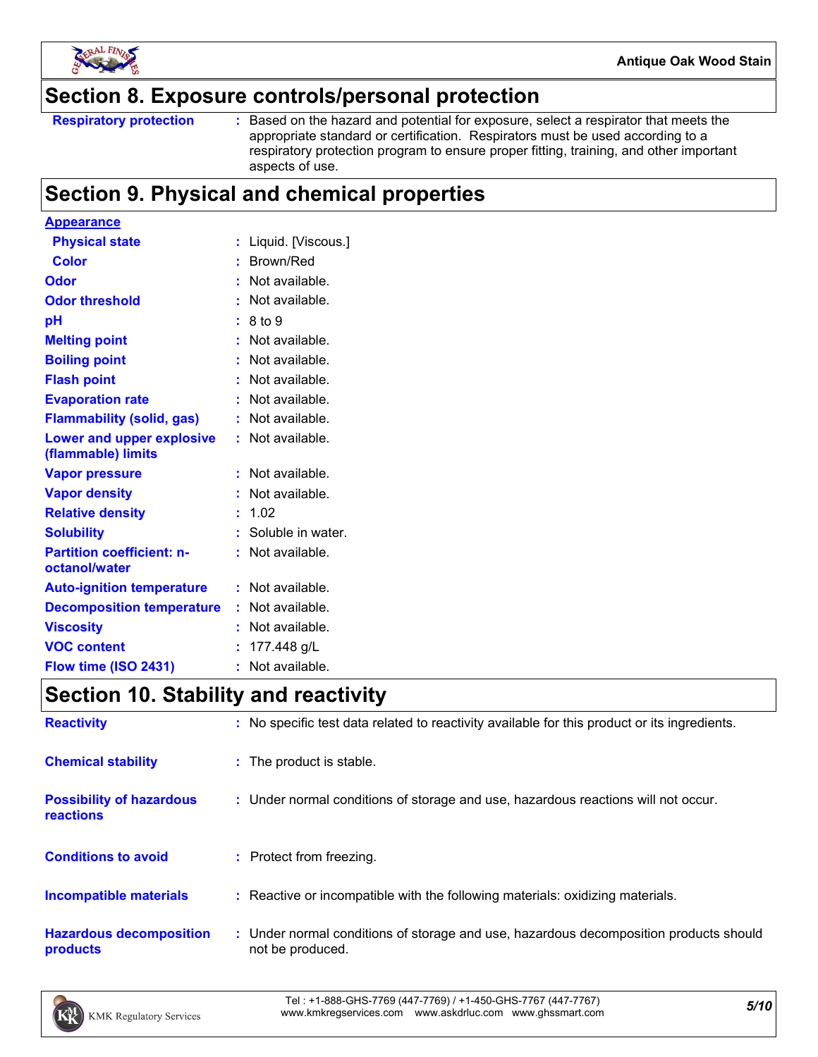## Section 8. Exposure controls/personal protection

| | | |
|---|---|---|
| **Respiratory protection** | : | Based on the hazard and potential for exposure, select a respirator that meets the appropriate standard or certification. Respirators must be used according to a respiratory protection program to ensure proper fitting, training, and other important aspects of use. |

## Section 9. Physical and chemical properties

| | | |
|---|---|---|
| **Appearance** | | |
| **Physical state** | : | Liquid. [Viscous.] |
| **Color** | : | Brown/Red |
| **Odor** | : | Not available. |
| **Odor threshold** | : | Not available. |
| **pH** | : | 8 to 9 |
| **Melting point** | : | Not available. |
| **Boiling point** | : | Not available. |
| **Flash point** | : | Not available. |
| **Evaporation rate** | : | Not available. |
| **Flammability (solid, gas)** | : | Not available. |
| **Lower and upper explosive (flammable) limits** | : | Not available. |
| **Vapor pressure** | : | Not available. |
| **Vapor density** | : | Not available. |
| **Relative density** | : | 1.02 |
| **Solubility** | : | Soluble in water. |
| **Partition coefficient: n-octanol/water** | : | Not available. |
| **Auto-ignition temperature** | : | Not available. |
| **Decomposition temperature** | : | Not available. |
| **Viscosity** | : | Not available. |
| **VOC content** | : | 177.448 g/L |
| **Flow time (ISO 2431)** | : | Not available. |

## Section 10. Stability and reactivity

| | | |
|---|---|---|
| **Reactivity** | : | No specific test data related to reactivity available for this product or its ingredients. |
| **Chemical stability** | : | The product is stable. |
| **Possibility of hazardous reactions** | : | Under normal conditions of storage and use, hazardous reactions will not occur. |
| **Conditions to avoid** | : | Protect from freezing. |
| **Incompatible materials** | : | Reactive or incompatible with the following materials: oxidizing materials. |
| **Hazardous decomposition products** | : | Under normal conditions of storage and use, hazardous decomposition products should not be produced. |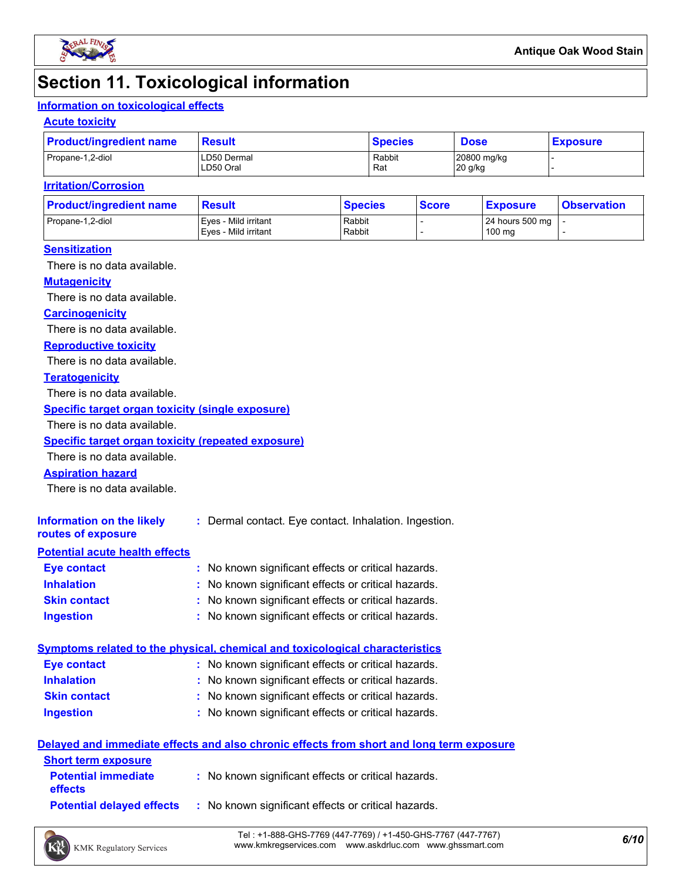# Section 11. Toxicological information

## Information on toxicological effects

### Acute toxicity

| Product/ingredient name | Result | Species | Dose | Exposure |
|---|---|---|---|---|
| Propane-1,2-diol | LD50 Dermal<br>LD50 Oral | Rabbit<br>Rat | 20800 mg/kg<br>20 g/kg | -<br>- |

### Irritation/Corrosion

| Product/ingredient name | Result | Species | Score | Exposure | Observation |
|---|---|---|---|---|---|
| Propane-1,2-diol | Eyes - Mild irritant<br>Eyes - Mild irritant | Rabbit<br>Rabbit | -<br>- | 24 hours 500 mg<br>100 mg | -<br>- |

### Sensitization

There is no data available.

### Mutagenicity

There is no data available.

### Carcinogenicity

There is no data available.

### Reproductive toxicity

There is no data available.

### Teratogenicity

There is no data available.

### Specific target organ toxicity (single exposure)

There is no data available.

### Specific target organ toxicity (repeated exposure)

There is no data available.

### Aspiration hazard

There is no data available.

**Information on the likely routes of exposure** : Dermal contact. Eye contact. Inhalation. Ingestion.

## Potential acute health effects

**Eye contact** : No known significant effects or critical hazards.

**Inhalation** : No known significant effects or critical hazards.

**Skin contact** : No known significant effects or critical hazards.

**Ingestion** : No known significant effects or critical hazards.

## Symptoms related to the physical, chemical and toxicological characteristics

**Eye contact** : No known significant effects or critical hazards.

**Inhalation** : No known significant effects or critical hazards.

**Skin contact** : No known significant effects or critical hazards.

**Ingestion** : No known significant effects or critical hazards.

## Delayed and immediate effects and also chronic effects from short and long term exposure

### Short term exposure

**Potential immediate effects** : No known significant effects or critical hazards.

**Potential delayed effects** : No known significant effects or critical hazards.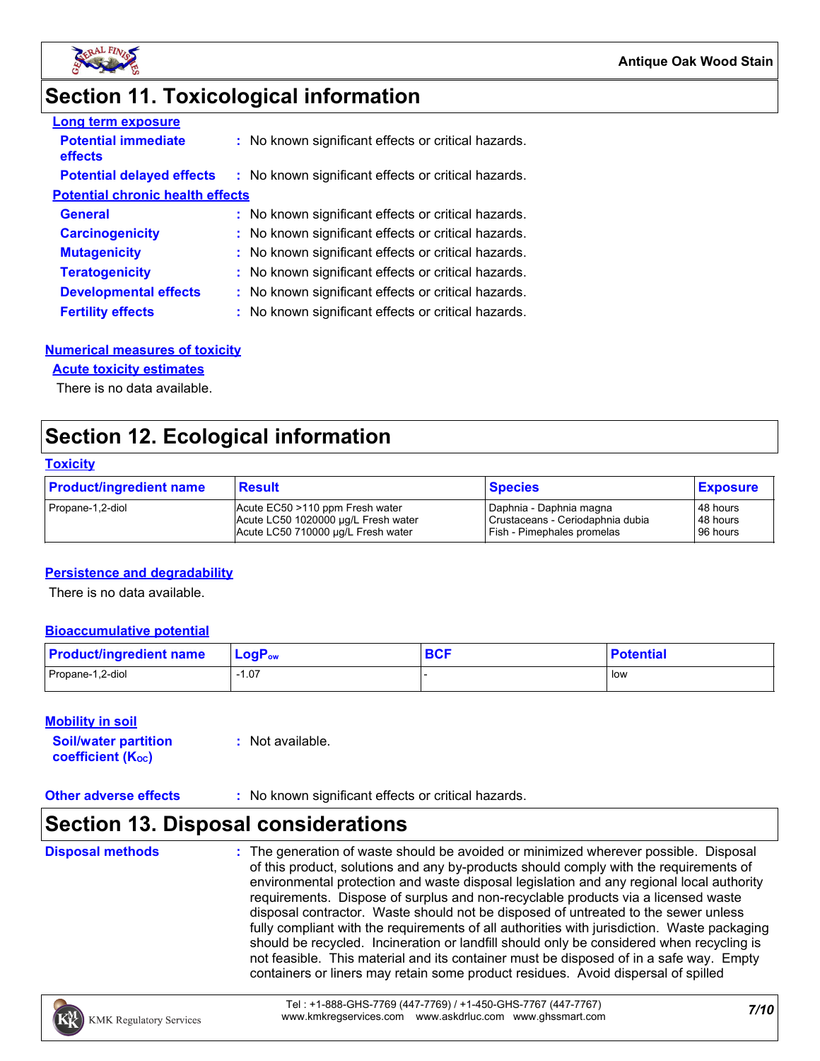# Section 11. Toxicological information

**Long term exposure**

**Potential immediate effects** : No known significant effects or critical hazards.

**Potential delayed effects** : No known significant effects or critical hazards.

**Potential chronic health effects**

**General** : No known significant effects or critical hazards.

**Carcinogenicity** : No known significant effects or critical hazards.

**Mutagenicity** : No known significant effects or critical hazards.

**Teratogenicity** : No known significant effects or critical hazards.

**Developmental effects** : No known significant effects or critical hazards.

**Fertility effects** : No known significant effects or critical hazards.

**Numerical measures of toxicity**

**Acute toxicity estimates**

There is no data available.

# Section 12. Ecological information

**Toxicity**

| Product/ingredient name | Result | Species | Exposure |
|---|---|---|---|
| Propane-1,2-diol | Acute EC50 >110 ppm Fresh water<br>Acute LC50 1020000 µg/L Fresh water<br>Acute LC50 710000 µg/L Fresh water | Daphnia - Daphnia magna<br>Crustaceans - Ceriodaphnia dubia<br>Fish - Pimephales promelas | 48 hours<br>48 hours<br>96 hours |

**Persistence and degradability**

There is no data available.

**Bioaccumulative potential**

| Product/ingredient name | $LogP_{ow}$ | BCF | Potential |
|---|---|---|---|
| Propane-1,2-diol | -1.07 | - | low |

**Mobility in soil**

**Soil/water partition coefficient ($K_{OC}$)** : Not available.

**Other adverse effects** : No known significant effects or critical hazards.

# Section 13. Disposal considerations

**Disposal methods** : The generation of waste should be avoided or minimized wherever possible. Disposal of this product, solutions and any by-products should comply with the requirements of environmental protection and waste disposal legislation and any regional local authority requirements. Dispose of surplus and non-recyclable products via a licensed waste disposal contractor. Waste should not be disposed of untreated to the sewer unless fully compliant with the requirements of all authorities with jurisdiction. Waste packaging should be recycled. Incineration or landfill should only be considered when recycling is not feasible. This material and its container must be disposed of in a safe way. Empty containers or liners may retain some product residues. Avoid dispersal of spilled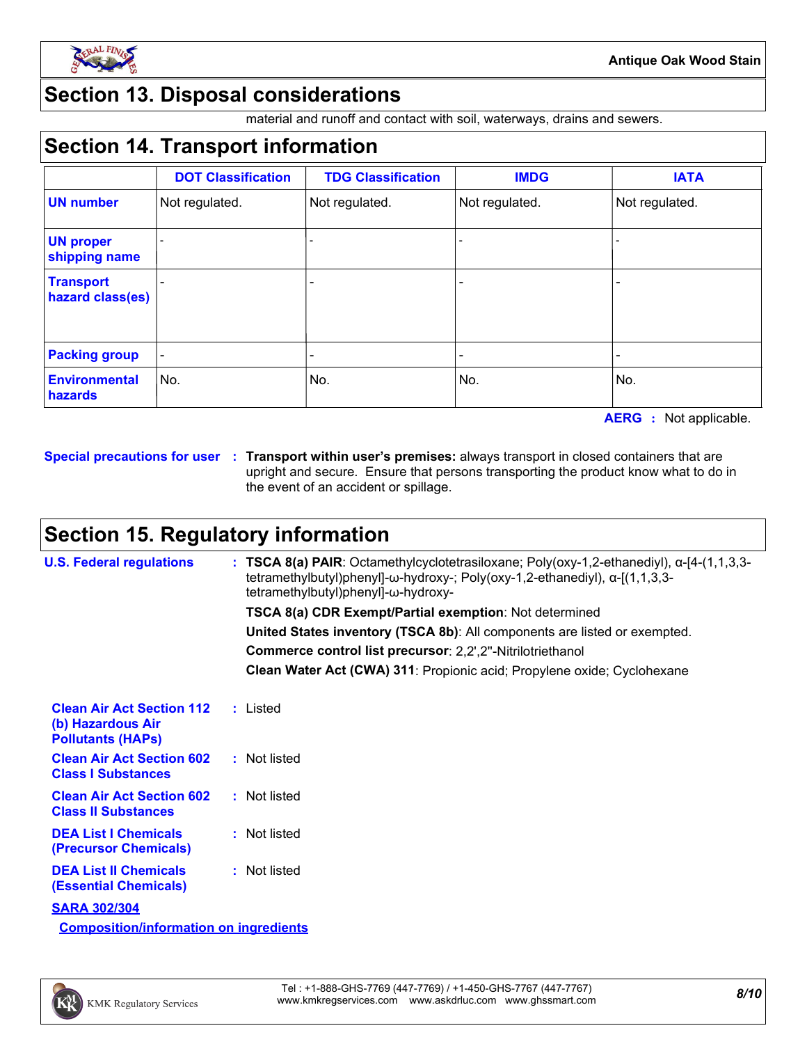## Section 13. Disposal considerations

material and runoff and contact with soil, waterways, drains and sewers.

## Section 14. Transport information

| | DOT Classification | TDG Classification | IMDG | IATA |
|---|---|---|---|---|
| **UN number** | Not regulated. | Not regulated. | Not regulated. | Not regulated. |
| **UN proper shipping name** | - | - | - | - |
| **Transport hazard class(es)** | - | - | - | - |
| **Packing group** | - | - | - | - |
| **Environmental hazards** | No. | No. | No. | No. |

**AERG :** Not applicable.

**Special precautions for user :** **Transport within user's premises:** always transport in closed containers that are upright and secure. Ensure that persons transporting the product know what to do in the event of an accident or spillage.

## Section 15. Regulatory information

**U.S. Federal regulations :** **TSCA 8(a) PAIR**: Octamethylcyclotetrasiloxane; Poly(oxy-1,2-ethanediyl), α-[4-(1,1,3,3-tetramethylbutyl)phenyl]-ω-hydroxy-; Poly(oxy-1,2-ethanediyl), α-[(1,1,3,3-tetramethylbutyl)phenyl]-ω-hydroxy-

**TSCA 8(a) CDR Exempt/Partial exemption**: Not determined

**United States inventory (TSCA 8b)**: All components are listed or exempted.

**Commerce control list precursor**: 2,2',2''-Nitrilotriethanol

**Clean Water Act (CWA) 311**: Propionic acid; Propylene oxide; Cyclohexane

**Clean Air Act Section 112 (b) Hazardous Air Pollutants (HAPs) :** Listed

**Clean Air Act Section 602 Class I Substances :** Not listed

**Clean Air Act Section 602 Class II Substances :** Not listed

**DEA List I Chemicals (Precursor Chemicals) :** Not listed

**DEA List II Chemicals (Essential Chemicals) :** Not listed

**SARA 302/304**

**Composition/information on ingredients**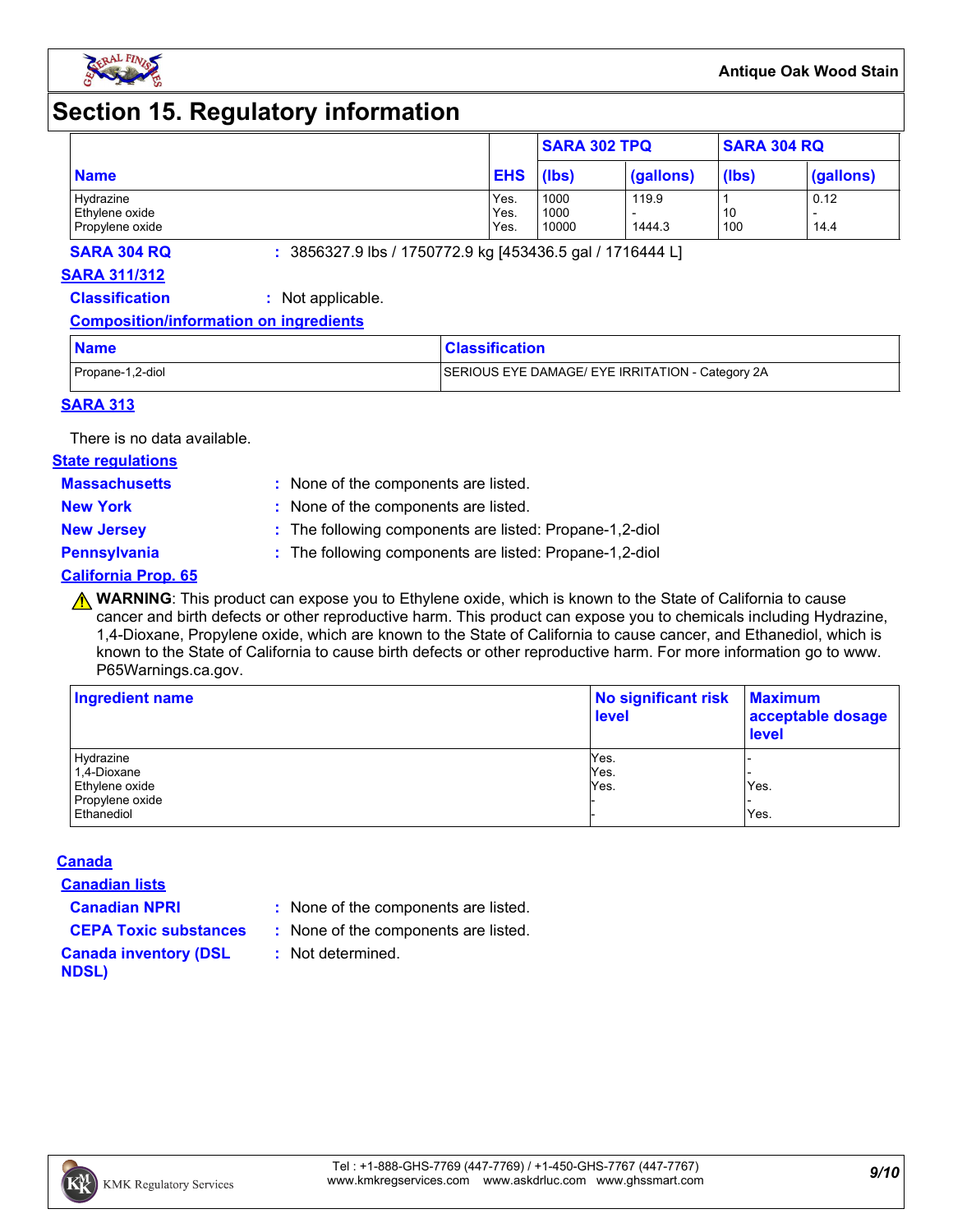# Section 15. Regulatory information

| Name | EHS | SARA 302 TPQ | | SARA 304 RQ | |
|---|---|---|---|---|---|
| | | (lbs) | (gallons) | (lbs) | (gallons) |
| Hydrazine | Yes. | 1000 | 119.9 | 1 | 0.12 |
| Ethylene oxide | Yes. | 1000 | - | 10 | - |
| Propylene oxide | Yes. | 10000 | 1444.3 | 100 | 14.4 |

**SARA 304 RQ** : 3856327.9 lbs / 1750772.9 kg [453436.5 gal / 1716444 L]

**SARA 311/312**

**Classification** : Not applicable.

**Composition/information on ingredients**

| Name | Classification |
|---|---|
| Propane-1,2-diol | SERIOUS EYE DAMAGE/ EYE IRRITATION - Category 2A |

**SARA 313**

There is no data available.

**State regulations**

**Massachusetts** : None of the components are listed.

**New York** : None of the components are listed.

**New Jersey** : The following components are listed: Propane-1,2-diol

**Pennsylvania** : The following components are listed: Propane-1,2-diol

**California Prop. 65**

⚠ **WARNING**: This product can expose you to Ethylene oxide, which is known to the State of California to cause cancer and birth defects or other reproductive harm. This product can expose you to chemicals including Hydrazine, 1,4-Dioxane, Propylene oxide, which are known to the State of California to cause cancer, and Ethanediol, which is known to the State of California to cause birth defects or other reproductive harm. For more information go to www. P65Warnings.ca.gov.

| Ingredient name | No significant risk level | Maximum acceptable dosage level |
|---|---|---|
| Hydrazine | Yes. | - |
| 1,4-Dioxane | Yes. | - |
| Ethylene oxide | Yes. | Yes. |
| Propylene oxide | - | - |
| Ethanediol | - | Yes. |

**Canada**

**Canadian lists**

**Canadian NPRI** : None of the components are listed.

**CEPA Toxic substances** : None of the components are listed.

**Canada inventory (DSL NDSL)** : Not determined.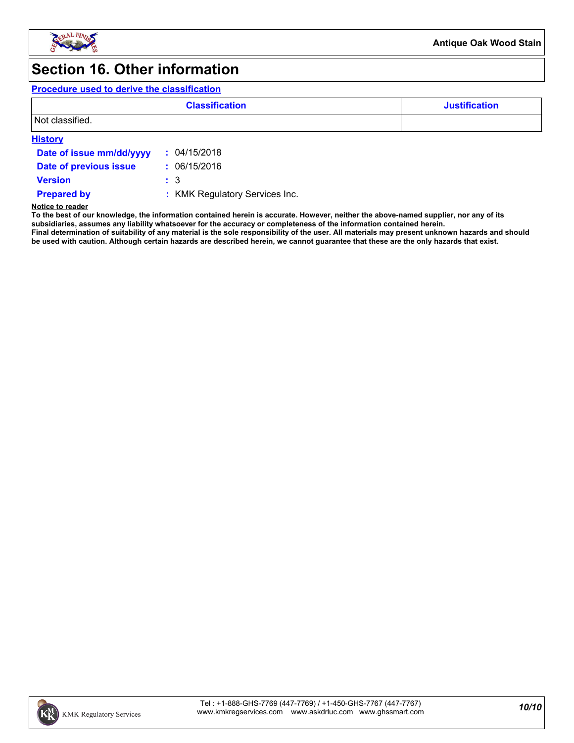# Section 16. Other information

## Procedure used to derive the classification

| Classification | Justification |
| --- | --- |
| Not classified. | |

## History

**Date of issue mm/dd/yyyy** : 04/15/2018

**Date of previous issue** : 06/15/2016

**Version** : 3

**Prepared by** : KMK Regulatory Services Inc.

**Notice to reader**

**To the best of our knowledge, the information contained herein is accurate. However, neither the above-named supplier, nor any of its subsidiaries, assumes any liability whatsoever for the accuracy or completeness of the information contained herein.**

**Final determination of suitability of any material is the sole responsibility of the user. All materials may present unknown hazards and should be used with caution. Although certain hazards are described herein, we cannot guarantee that these are the only hazards that exist.**